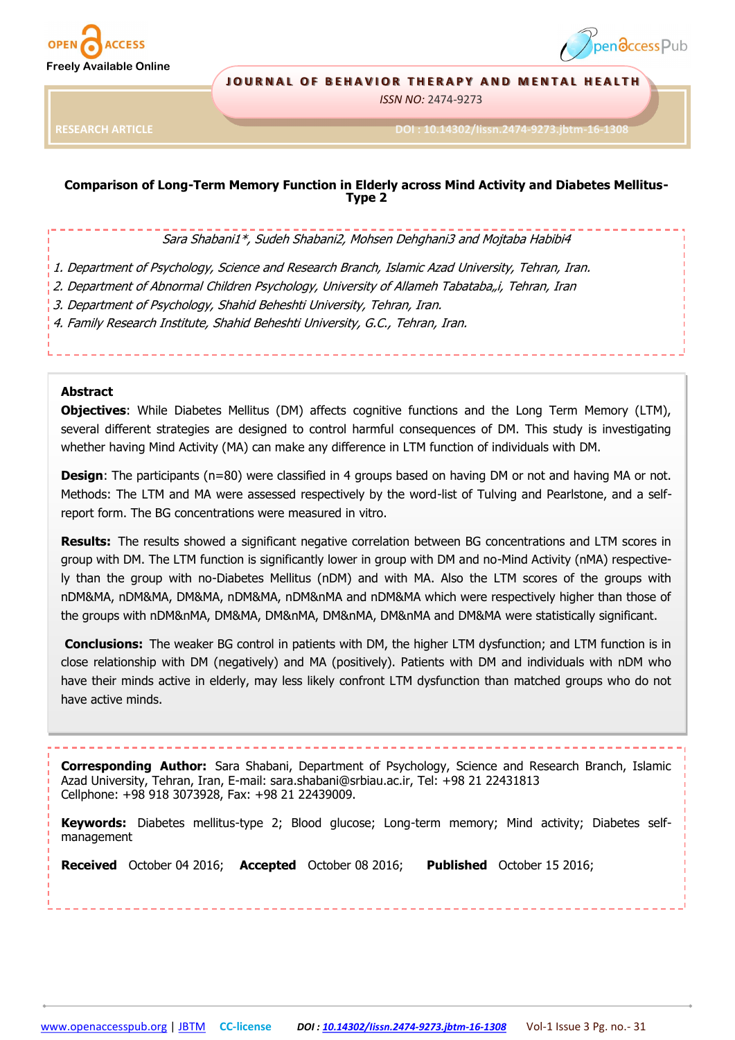OPEN ACCESS

Freely Available Online

JOURNAL OF BEHAVIOR THERAPY AND MENTAL HEALTH

*ISSN NO:* 2474-9273

RESEARCH ARTICLE

DOI : 10.14302/issn.2474-9273.jbtm-16-1308

# Comparison of Long-Term Memory Function in Elderly across Mind Activity and Diabetes Mellitus-Type 2

*Sara Shabani1\*, Sudeh Shabani2, Mohsen Dehghani3 and Mojtaba Habibi4*

1. *Department of Psychology, Science and Research Branch, Islamic Azad University, Tehran, Iran.*
2. *Department of Abnormal Children Psychology, University of Allameh Tabataba„i, Tehran, Iran*
3. *Department of Psychology, Shahid Beheshti University, Tehran, Iran.*
4. *Family Research Institute, Shahid Beheshti University, G.C., Tehran, Iran.*

## Abstract

**Objectives**: While Diabetes Mellitus (DM) affects cognitive functions and the Long Term Memory (LTM), several different strategies are designed to control harmful consequences of DM. This study is investigating whether having Mind Activity (MA) can make any difference in LTM function of individuals with DM.

**Design**: The participants (n=80) were classified in 4 groups based on having DM or not and having MA or not. Methods: The LTM and MA were assessed respectively by the word-list of Tulving and Pearlstone, and a self-report form. The BG concentrations were measured in vitro.

**Results:** The results showed a significant negative correlation between BG concentrations and LTM scores in group with DM. The LTM function is significantly lower in group with DM and no-Mind Activity (nMA) respectively than the group with no-Diabetes Mellitus (nDM) and with MA. Also the LTM scores of the groups with nDM&MA, nDM&MA, DM&MA, nDM&MA, nDM&nMA and nDM&MA which were respectively higher than those of the groups with nDM&nMA, DM&MA, DM&nMA, DM&nMA, DM&nMA and DM&MA were statistically significant.

**Conclusions:** The weaker BG control in patients with DM, the higher LTM dysfunction; and LTM function is in close relationship with DM (negatively) and MA (positively). Patients with DM and individuals with nDM who have their minds active in elderly, may less likely confront LTM dysfunction than matched groups who do not have active minds.

**Corresponding Author:** Sara Shabani, Department of Psychology, Science and Research Branch, Islamic Azad University, Tehran, Iran, E-mail: sara.shabani@srbiau.ac.ir, Tel: +98 21 22431813 Cellphone: +98 918 3073928, Fax: +98 21 22439009.

**Keywords:** Diabetes mellitus-type 2; Blood glucose; Long-term memory; Mind activity; Diabetes self-management

**Received** October 04 2016; **Accepted** October 08 2016; **Published** October 15 2016;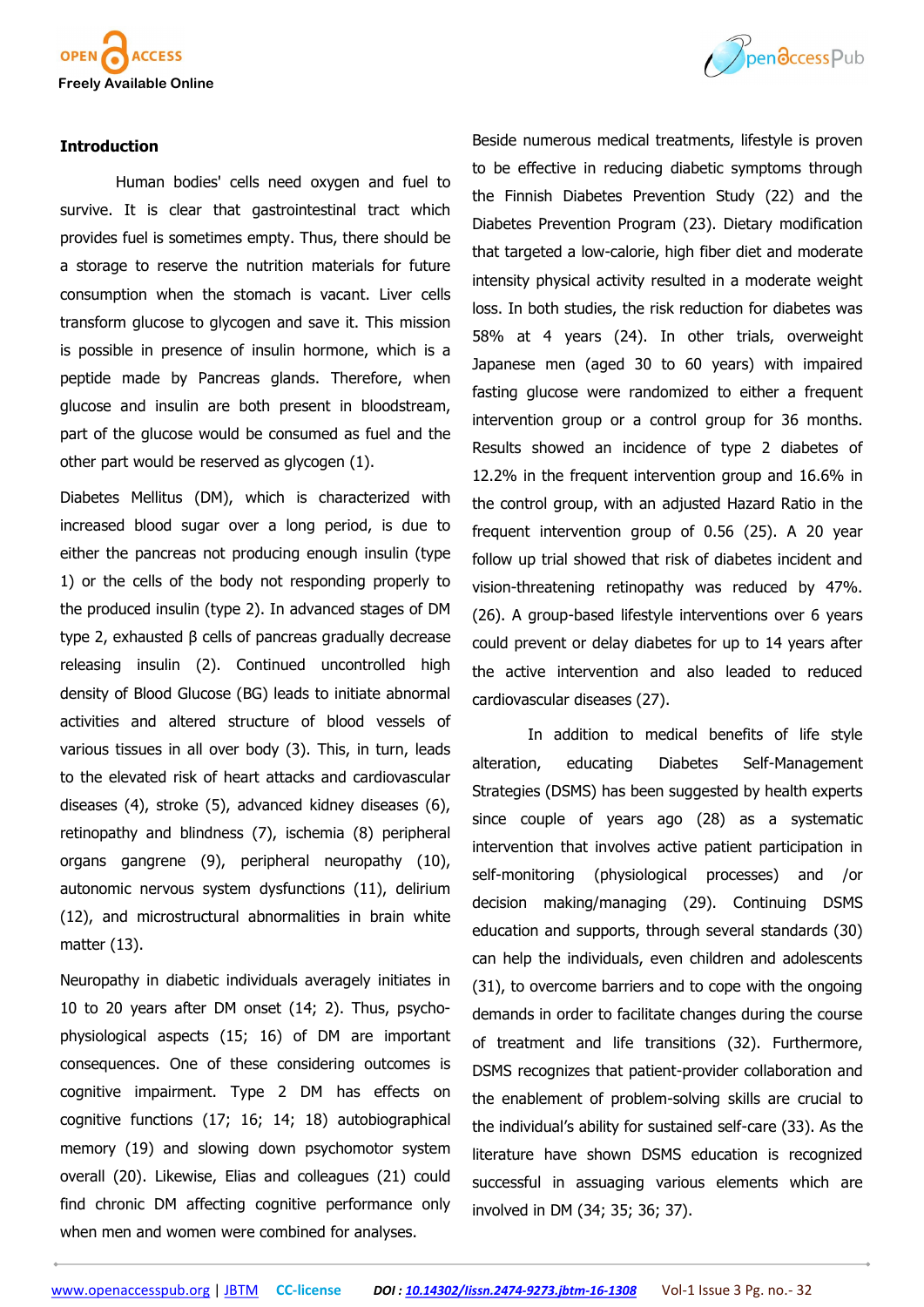## Introduction

Human bodies' cells need oxygen and fuel to survive. It is clear that gastrointestinal tract which provides fuel is sometimes empty. Thus, there should be a storage to reserve the nutrition materials for future consumption when the stomach is vacant. Liver cells transform glucose to glycogen and save it. This mission is possible in presence of insulin hormone, which is a peptide made by Pancreas glands. Therefore, when glucose and insulin are both present in bloodstream, part of the glucose would be consumed as fuel and the other part would be reserved as glycogen (1).

Diabetes Mellitus (DM), which is characterized with increased blood sugar over a long period, is due to either the pancreas not producing enough insulin (type 1) or the cells of the body not responding properly to the produced insulin (type 2). In advanced stages of DM type 2, exhausted β cells of pancreas gradually decrease releasing insulin (2). Continued uncontrolled high density of Blood Glucose (BG) leads to initiate abnormal activities and altered structure of blood vessels of various tissues in all over body (3). This, in turn, leads to the elevated risk of heart attacks and cardiovascular diseases (4), stroke (5), advanced kidney diseases (6), retinopathy and blindness (7), ischemia (8) peripheral organs gangrene (9), peripheral neuropathy (10), autonomic nervous system dysfunctions (11), delirium (12), and microstructural abnormalities in brain white matter (13).

Neuropathy in diabetic individuals averagely initiates in 10 to 20 years after DM onset (14; 2). Thus, psycho-physiological aspects (15; 16) of DM are important consequences. One of these considering outcomes is cognitive impairment. Type 2 DM has effects on cognitive functions (17; 16; 14; 18) autobiographical memory (19) and slowing down psychomotor system overall (20). Likewise, Elias and colleagues (21) could find chronic DM affecting cognitive performance only when men and women were combined for analyses.

Beside numerous medical treatments, lifestyle is proven to be effective in reducing diabetic symptoms through the Finnish Diabetes Prevention Study (22) and the Diabetes Prevention Program (23). Dietary modification that targeted a low-calorie, high fiber diet and moderate intensity physical activity resulted in a moderate weight loss. In both studies, the risk reduction for diabetes was 58% at 4 years (24). In other trials, overweight Japanese men (aged 30 to 60 years) with impaired fasting glucose were randomized to either a frequent intervention group or a control group for 36 months. Results showed an incidence of type 2 diabetes of 12.2% in the frequent intervention group and 16.6% in the control group, with an adjusted Hazard Ratio in the frequent intervention group of 0.56 (25). A 20 year follow up trial showed that risk of diabetes incident and vision-threatening retinopathy was reduced by 47%. (26). A group-based lifestyle interventions over 6 years could prevent or delay diabetes for up to 14 years after the active intervention and also leaded to reduced cardiovascular diseases (27).

In addition to medical benefits of life style alteration, educating Diabetes Self-Management Strategies (DSMS) has been suggested by health experts since couple of years ago (28) as a systematic intervention that involves active patient participation in self-monitoring (physiological processes) and /or decision making/managing (29). Continuing DSMS education and supports, through several standards (30) can help the individuals, even children and adolescents (31), to overcome barriers and to cope with the ongoing demands in order to facilitate changes during the course of treatment and life transitions (32). Furthermore, DSMS recognizes that patient-provider collaboration and the enablement of problem-solving skills are crucial to the individual's ability for sustained self-care (33). As the literature have shown DSMS education is recognized successful in assuaging various elements which are involved in DM (34; 35; 36; 37).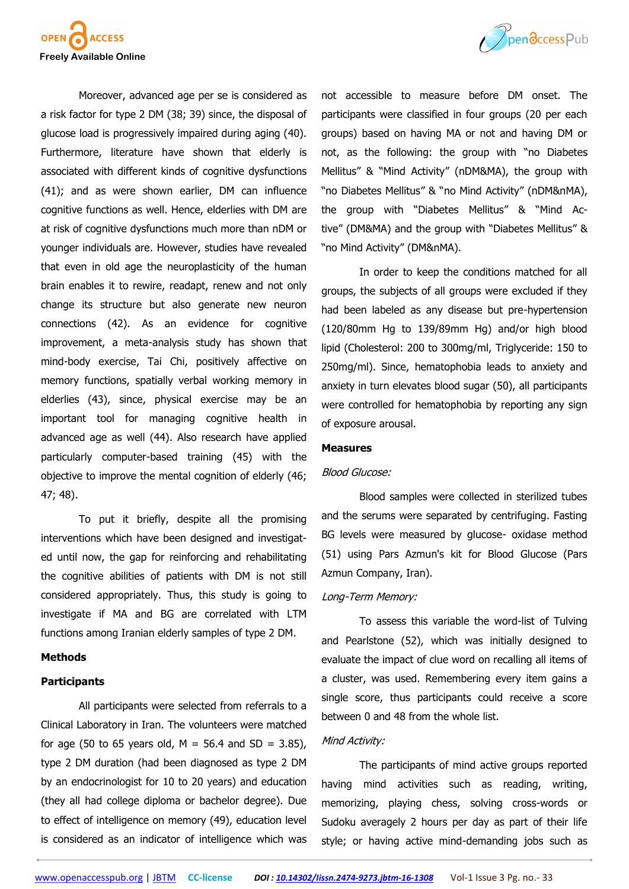Moreover, advanced age per se is considered as a risk factor for type 2 DM (38; 39) since, the disposal of glucose load is progressively impaired during aging (40). Furthermore, literature have shown that elderly is associated with different kinds of cognitive dysfunctions (41); and as were shown earlier, DM can influence cognitive functions as well. Hence, elderlies with DM are at risk of cognitive dysfunctions much more than nDM or younger individuals are. However, studies have revealed that even in old age the neuroplasticity of the human brain enables it to rewire, readapt, renew and not only change its structure but also generate new neuron connections (42). As an evidence for cognitive improvement, a meta-analysis study has shown that mind-body exercise, Tai Chi, positively affective on memory functions, spatially verbal working memory in elderlies (43), since, physical exercise may be an important tool for managing cognitive health in advanced age as well (44). Also research have applied particularly computer-based training (45) with the objective to improve the mental cognition of elderly (46; 47; 48).

To put it briefly, despite all the promising interventions which have been designed and investigated until now, the gap for reinforcing and rehabilitating the cognitive abilities of patients with DM is not still considered appropriately. Thus, this study is going to investigate if MA and BG are correlated with LTM functions among Iranian elderly samples of type 2 DM.

## Methods

### Participants

All participants were selected from referrals to a Clinical Laboratory in Iran. The volunteers were matched for age (50 to 65 years old, M = 56.4 and SD = 3.85), type 2 DM duration (had been diagnosed as type 2 DM by an endocrinologist for 10 to 20 years) and education (they all had college diploma or bachelor degree). Due to effect of intelligence on memory (49), education level is considered as an indicator of intelligence which was not accessible to measure before DM onset. The participants were classified in four groups (20 per each groups) based on having MA or not and having DM or not, as the following: the group with "no Diabetes Mellitus" & "Mind Activity" (nDM&MA), the group with "no Diabetes Mellitus" & "no Mind Activity" (nDM&nMA), the group with "Diabetes Mellitus" & "Mind Active" (DM&MA) and the group with "Diabetes Mellitus" & "no Mind Activity" (DM&nMA).

In order to keep the conditions matched for all groups, the subjects of all groups were excluded if they had been labeled as any disease but pre-hypertension (120/80mm Hg to 139/89mm Hg) and/or high blood lipid (Cholesterol: 200 to 300mg/ml, Triglyceride: 150 to 250mg/ml). Since, hematophobia leads to anxiety and anxiety in turn elevates blood sugar (50), all participants were controlled for hematophobia by reporting any sign of exposure arousal.

### Measures

*Blood Glucose:*

Blood samples were collected in sterilized tubes and the serums were separated by centrifuging. Fasting BG levels were measured by glucose- oxidase method (51) using Pars Azmun's kit for Blood Glucose (Pars Azmun Company, Iran).

*Long-Term Memory:*

To assess this variable the word-list of Tulving and Pearlstone (52), which was initially designed to evaluate the impact of clue word on recalling all items of a cluster, was used. Remembering every item gains a single score, thus participants could receive a score between 0 and 48 from the whole list.

*Mind Activity:*

The participants of mind active groups reported having mind activities such as reading, writing, memorizing, playing chess, solving cross-words or Sudoku averagely 2 hours per day as part of their life style; or having active mind-demanding jobs such as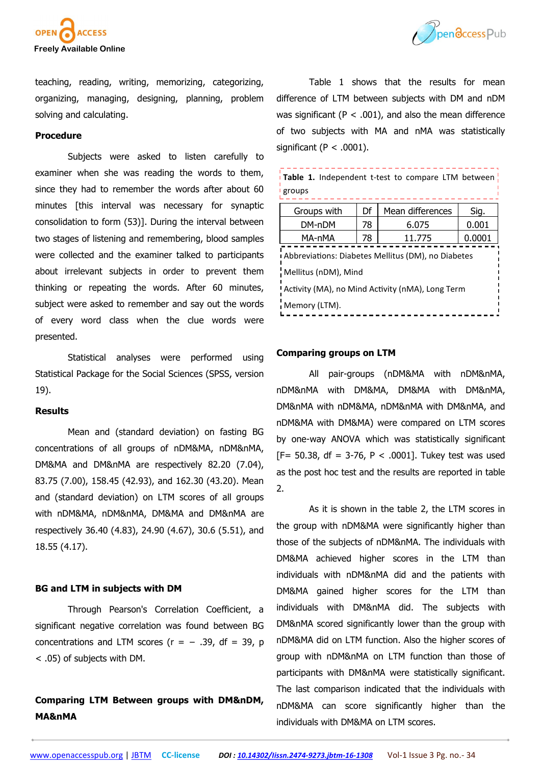teaching, reading, writing, memorizing, categorizing, organizing, managing, designing, planning, problem solving and calculating.

### Procedure

Subjects were asked to listen carefully to examiner when she was reading the words to them, since they had to remember the words after about 60 minutes [this interval was necessary for synaptic consolidation to form (53)]. During the interval between two stages of listening and remembering, blood samples were collected and the examiner talked to participants about irrelevant subjects in order to prevent them thinking or repeating the words. After 60 minutes, subject were asked to remember and say out the words of every word class when the clue words were presented.

Statistical analyses were performed using Statistical Package for the Social Sciences (SPSS, version 19).

### Results

Mean and (standard deviation) on fasting BG concentrations of all groups of nDM&MA, nDM&nMA, DM&MA and DM&nMA are respectively 82.20 (7.04), 83.75 (7.00), 158.45 (42.93), and 162.30 (43.20). Mean and (standard deviation) on LTM scores of all groups with nDM&MA, nDM&nMA, DM&MA and DM&nMA are respectively 36.40 (4.83), 24.90 (4.67), 30.6 (5.51), and 18.55 (4.17).

### BG and LTM in subjects with DM

Through Pearson's Correlation Coefficient, a significant negative correlation was found between BG concentrations and LTM scores ($r = -.39$, $df = 39$, $p < .05$) of subjects with DM.

### Comparing LTM Between groups with DM&nDM, MA&nMA

Table 1 shows that the results for mean difference of LTM between subjects with DM and nDM was significant ($P < .001$), and also the mean difference of two subjects with MA and nMA was statistically significant ($P < .0001$).

**Table 1.** Independent t-test to compare LTM between groups

| Groups with | Df | Mean differences | Sig. |
|---|---|---|---|
| DM-nDM | 78 | 6.075 | 0.001 |
| MA-nMA | 78 | 11.775 | 0.0001 |

Abbreviations: Diabetes Mellitus (DM), no Diabetes Mellitus (nDM), Mind Activity (MA), no Mind Activity (nMA), Long Term Memory (LTM).

### Comparing groups on LTM

All pair-groups (nDM&MA with nDM&nMA, nDM&nMA with DM&MA, DM&MA with DM&nMA, DM&nMA with nDM&MA, nDM&nMA with DM&nMA, and nDM&MA with DM&MA) were compared on LTM scores by one-way ANOVA which was statistically significant [$F = 50.38$, $df = 3\text{-}76$, $P < .0001$]. Tukey test was used as the post hoc test and the results are reported in table 2.

As it is shown in the table 2, the LTM scores in the group with nDM&MA were significantly higher than those of the subjects of nDM&nMA. The individuals with DM&MA achieved higher scores in the LTM than individuals with nDM&nMA did and the patients with DM&MA gained higher scores for the LTM than individuals with DM&nMA did. The subjects with DM&nMA scored significantly lower than the group with nDM&MA did on LTM function. Also the higher scores of group with nDM&nMA on LTM function than those of participants with DM&nMA were statistically significant. The last comparison indicated that the individuals with nDM&MA can score significantly higher than the individuals with DM&MA on LTM scores.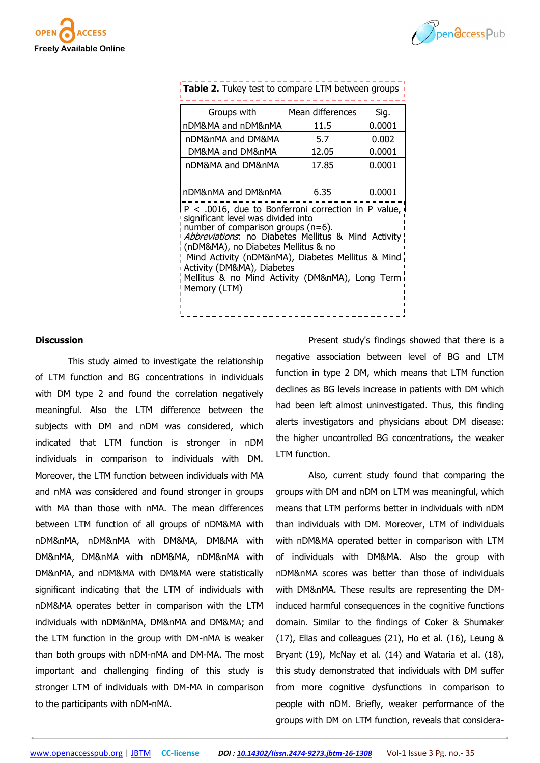**Table 2.** Tukey test to compare LTM between groups

| Groups with | Mean differences | Sig. |
|---|---|---|
| nDM&MA and nDM&nMA | 11.5 | 0.0001 |
| nDM&nMA and DM&MA | 5.7 | 0.002 |
| DM&MA and DM&nMA | 12.05 | 0.0001 |
| nDM&MA and DM&nMA | 17.85 | 0.0001 |
| nDM&nMA and DM&nMA | 6.35 | 0.0001 |

P < .0016, due to Bonferroni correction in P value, significant level was divided into number of comparison groups (n=6).
*Abbreviations*: no Diabetes Mellitus & Mind Activity (nDM&MA), no Diabetes Mellitus & no Mind Activity (nDM&nMA), Diabetes Mellitus & Mind Activity (DM&MA), Diabetes Mellitus & no Mind Activity (DM&nMA), Long Term Memory (LTM)

## Discussion

This study aimed to investigate the relationship of LTM function and BG concentrations in individuals with DM type 2 and found the correlation negatively meaningful. Also the LTM difference between the subjects with DM and nDM was considered, which indicated that LTM function is stronger in nDM individuals in comparison to individuals with DM. Moreover, the LTM function between individuals with MA and nMA was considered and found stronger in groups with MA than those with nMA. The mean differences between LTM function of all groups of nDM&MA with nDM&nMA, nDM&nMA with DM&MA, DM&MA with DM&nMA, DM&nMA with nDM&MA, nDM&nMA with DM&nMA, and nDM&MA with DM&MA were statistically significant indicating that the LTM of individuals with nDM&MA operates better in comparison with the LTM individuals with nDM&nMA, DM&nMA and DM&MA; and the LTM function in the group with DM-nMA is weaker than both groups with nDM-nMA and DM-MA. The most important and challenging finding of this study is stronger LTM of individuals with DM-MA in comparison to the participants with nDM-nMA.

Present study's findings showed that there is a negative association between level of BG and LTM function in type 2 DM, which means that LTM function declines as BG levels increase in patients with DM which had been left almost uninvestigated. Thus, this finding alerts investigators and physicians about DM disease: the higher uncontrolled BG concentrations, the weaker LTM function.

Also, current study found that comparing the groups with DM and nDM on LTM was meaningful, which means that LTM performs better in individuals with nDM than individuals with DM. Moreover, LTM of individuals with nDM&MA operated better in comparison with LTM of individuals with DM&MA. Also the group with nDM&nMA scores was better than those of individuals with DM&nMA. These results are representing the DM-induced harmful consequences in the cognitive functions domain. Similar to the findings of Coker & Shumaker (17), Elias and colleagues (21), Ho et al. (16), Leung & Bryant (19), McNay et al. (14) and Wataria et al. (18), this study demonstrated that individuals with DM suffer from more cognitive dysfunctions in comparison to people with nDM. Briefly, weaker performance of the groups with DM on LTM function, reveals that considera-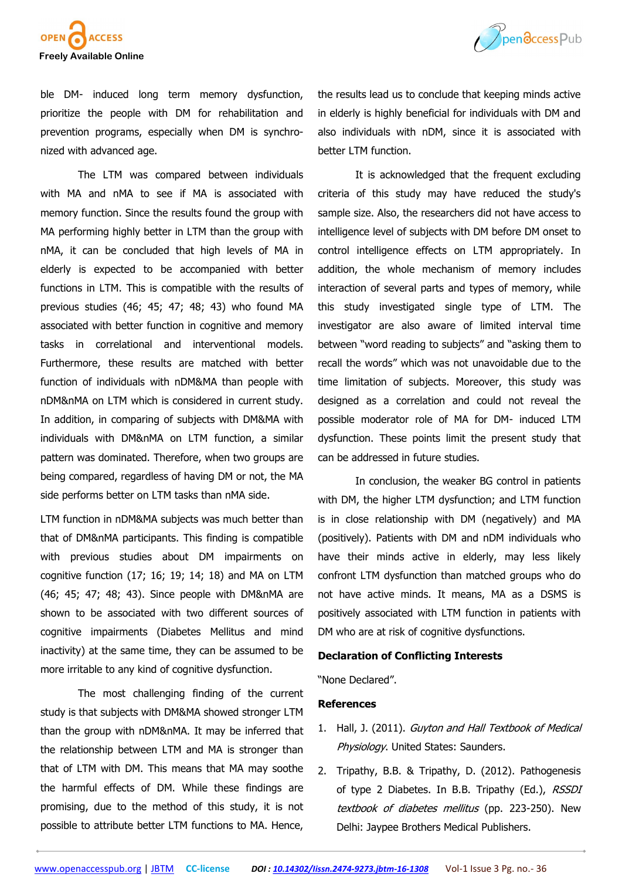ble DM- induced long term memory dysfunction, prioritize the people with DM for rehabilitation and prevention programs, especially when DM is synchronized with advanced age.

The LTM was compared between individuals with MA and nMA to see if MA is associated with memory function. Since the results found the group with MA performing highly better in LTM than the group with nMA, it can be concluded that high levels of MA in elderly is expected to be accompanied with better functions in LTM. This is compatible with the results of previous studies (46; 45; 47; 48; 43) who found MA associated with better function in cognitive and memory tasks in correlational and interventional models. Furthermore, these results are matched with better function of individuals with nDM&MA than people with nDM&nMA on LTM which is considered in current study. In addition, in comparing of subjects with DM&MA with individuals with DM&nMA on LTM function, a similar pattern was dominated. Therefore, when two groups are being compared, regardless of having DM or not, the MA side performs better on LTM tasks than nMA side.

LTM function in nDM&MA subjects was much better than that of DM&nMA participants. This finding is compatible with previous studies about DM impairments on cognitive function (17; 16; 19; 14; 18) and MA on LTM (46; 45; 47; 48; 43). Since people with DM&nMA are shown to be associated with two different sources of cognitive impairments (Diabetes Mellitus and mind inactivity) at the same time, they can be assumed to be more irritable to any kind of cognitive dysfunction.

The most challenging finding of the current study is that subjects with DM&MA showed stronger LTM than the group with nDM&nMA. It may be inferred that the relationship between LTM and MA is stronger than that of LTM with DM. This means that MA may soothe the harmful effects of DM. While these findings are promising, due to the method of this study, it is not possible to attribute better LTM functions to MA. Hence, the results lead us to conclude that keeping minds active in elderly is highly beneficial for individuals with DM and also individuals with nDM, since it is associated with better LTM function.

It is acknowledged that the frequent excluding criteria of this study may have reduced the study's sample size. Also, the researchers did not have access to intelligence level of subjects with DM before DM onset to control intelligence effects on LTM appropriately. In addition, the whole mechanism of memory includes interaction of several parts and types of memory, while this study investigated single type of LTM. The investigator are also aware of limited interval time between "word reading to subjects" and "asking them to recall the words" which was not unavoidable due to the time limitation of subjects. Moreover, this study was designed as a correlation and could not reveal the possible moderator role of MA for DM- induced LTM dysfunction. These points limit the present study that can be addressed in future studies.

In conclusion, the weaker BG control in patients with DM, the higher LTM dysfunction; and LTM function is in close relationship with DM (negatively) and MA (positively). Patients with DM and nDM individuals who have their minds active in elderly, may less likely confront LTM dysfunction than matched groups who do not have active minds. It means, MA as a DSMS is positively associated with LTM function in patients with DM who are at risk of cognitive dysfunctions.

## Declaration of Conflicting Interests

"None Declared".

## References

1. Hall, J. (2011). *Guyton and Hall Textbook of Medical Physiology*. United States: Saunders.
2. Tripathy, B.B. & Tripathy, D. (2012). Pathogenesis of type 2 Diabetes. In B.B. Tripathy (Ed.), *RSSDI textbook of diabetes mellitus* (pp. 223-250). New Delhi: Jaypee Brothers Medical Publishers.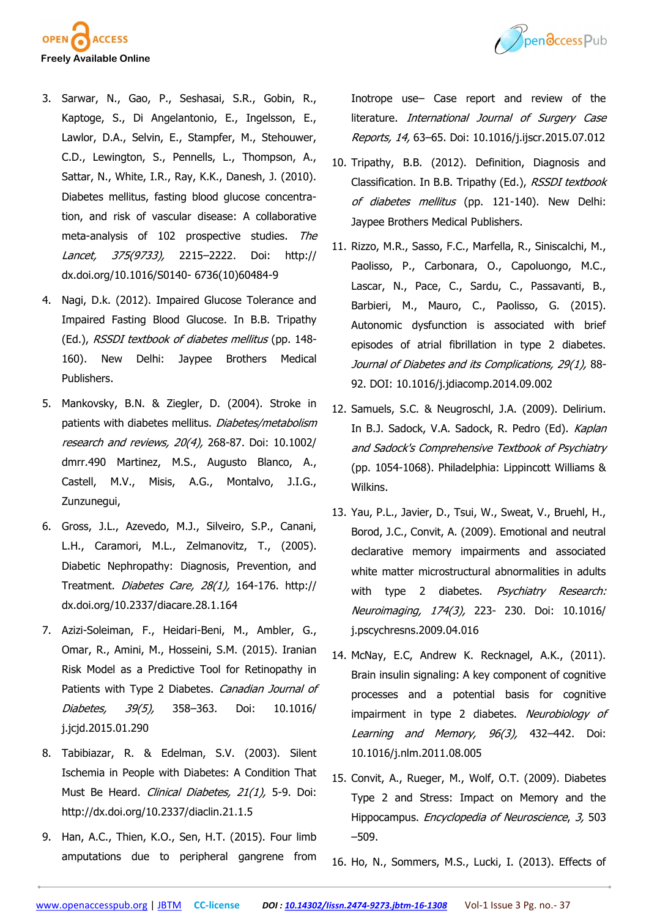3. Sarwar, N., Gao, P., Seshasai, S.R., Gobin, R., Kaptoge, S., Di Angelantonio, E., Ingelsson, E., Lawlor, D.A., Selvin, E., Stampfer, M., Stehouwer, C.D., Lewington, S., Pennells, L., Thompson, A., Sattar, N., White, I.R., Ray, K.K., Danesh, J. (2010). Diabetes mellitus, fasting blood glucose concentration, and risk of vascular disease: A collaborative meta-analysis of 102 prospective studies. *The Lancet, 375(9733),* 2215–2222. Doi: http://dx.doi.org/10.1016/S0140- 6736(10)60484-9

4. Nagi, D.k. (2012). Impaired Glucose Tolerance and Impaired Fasting Blood Glucose. In B.B. Tripathy (Ed.), *RSSDI textbook of diabetes mellitus* (pp. 148-160). New Delhi: Jaypee Brothers Medical Publishers.

5. Mankovsky, B.N. & Ziegler, D. (2004). Stroke in patients with diabetes mellitus. *Diabetes/metabolism research and reviews, 20(4),* 268-87. Doi: 10.1002/dmrr.490 Martinez, M.S., Augusto Blanco, A., Castell, M.V., Misis, A.G., Montalvo, J.I.G., Zunzunegui,

6. Gross, J.L., Azevedo, M.J., Silveiro, S.P., Canani, L.H., Caramori, M.L., Zelmanovitz, T., (2005). Diabetic Nephropathy: Diagnosis, Prevention, and Treatment. *Diabetes Care, 28(1),* 164-176. http://dx.doi.org/10.2337/diacare.28.1.164

7. Azizi-Soleiman, F., Heidari-Beni, M., Ambler, G., Omar, R., Amini, M., Hosseini, S.M. (2015). Iranian Risk Model as a Predictive Tool for Retinopathy in Patients with Type 2 Diabetes. *Canadian Journal of Diabetes, 39(5),* 358–363. Doi: 10.1016/j.jcjd.2015.01.290

8. Tabibiazar, R. & Edelman, S.V. (2003). Silent Ischemia in People with Diabetes: A Condition That Must Be Heard. *Clinical Diabetes, 21(1),* 5-9. Doi: http://dx.doi.org/10.2337/diaclin.21.1.5

9. Han, A.C., Thien, K.O., Sen, H.T. (2015). Four limb amputations due to peripheral gangrene from Inotrope use– Case report and review of the literature. *International Journal of Surgery Case Reports, 14,* 63–65. Doi: 10.1016/j.ijscr.2015.07.012

10. Tripathy, B.B. (2012). Definition, Diagnosis and Classification. In B.B. Tripathy (Ed.), *RSSDI textbook of diabetes mellitus* (pp. 121-140). New Delhi: Jaypee Brothers Medical Publishers.

11. Rizzo, M.R., Sasso, F.C., Marfella, R., Siniscalchi, M., Paolisso, P., Carbonara, O., Capoluongo, M.C., Lascar, N., Pace, C., Sardu, C., Passavanti, B., Barbieri, M., Mauro, C., Paolisso, G. (2015). Autonomic dysfunction is associated with brief episodes of atrial fibrillation in type 2 diabetes. *Journal of Diabetes and its Complications, 29(1),* 88-92. DOI: 10.1016/j.jdiacomp.2014.09.002

12. Samuels, S.C. & Neugroschl, J.A. (2009). Delirium. In B.J. Sadock, V.A. Sadock, R. Pedro (Ed). *Kaplan and Sadock's Comprehensive Textbook of Psychiatry* (pp. 1054-1068). Philadelphia: Lippincott Williams & Wilkins.

13. Yau, P.L., Javier, D., Tsui, W., Sweat, V., Bruehl, H., Borod, J.C., Convit, A. (2009). Emotional and neutral declarative memory impairments and associated white matter microstructural abnormalities in adults with type 2 diabetes. *Psychiatry Research: Neuroimaging, 174(3),* 223- 230. Doi: 10.1016/j.pscychresns.2009.04.016

14. McNay, E.C, Andrew K. Recknagel, A.K., (2011). Brain insulin signaling: A key component of cognitive processes and a potential basis for cognitive impairment in type 2 diabetes. *Neurobiology of Learning and Memory, 96(3),* 432–442. Doi: 10.1016/j.nlm.2011.08.005

15. Convit, A., Rueger, M., Wolf, O.T. (2009). Diabetes Type 2 and Stress: Impact on Memory and the Hippocampus. *Encyclopedia of Neuroscience, 3,* 503–509.

16. Ho, N., Sommers, M.S., Lucki, I. (2013). Effects of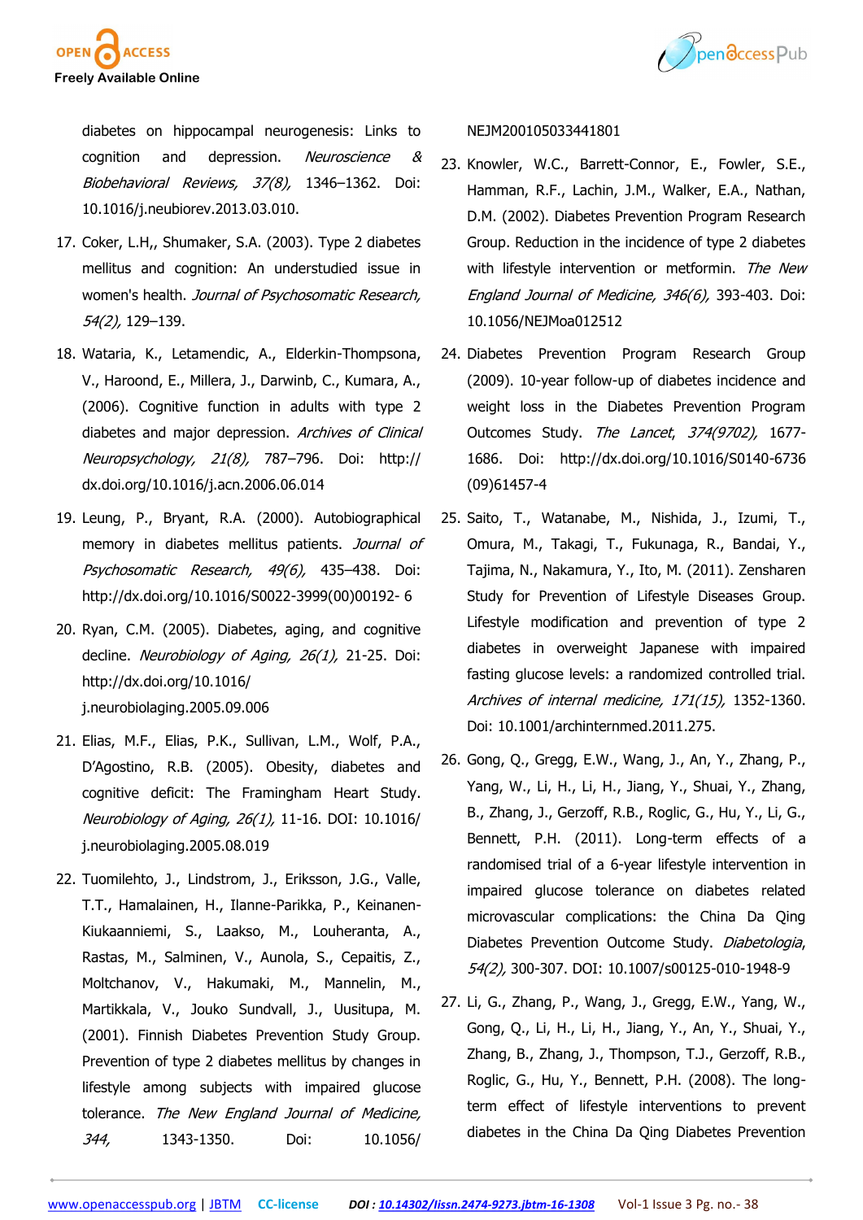diabetes on hippocampal neurogenesis: Links to cognition and depression. *Neuroscience & Biobehavioral Reviews, 37(8),* 1346–1362. Doi: 10.1016/j.neubiorev.2013.03.010.

17. Coker, L.H,, Shumaker, S.A. (2003). Type 2 diabetes mellitus and cognition: An understudied issue in women's health. *Journal of Psychosomatic Research, 54(2),* 129–139.
18. Wataria, K., Letamendic, A., Elderkin-Thompsona, V., Haroond, E., Millera, J., Darwinb, C., Kumara, A., (2006). Cognitive function in adults with type 2 diabetes and major depression. *Archives of Clinical Neuropsychology, 21(8),* 787–796. Doi: http://dx.doi.org/10.1016/j.acn.2006.06.014
19. Leung, P., Bryant, R.A. (2000). Autobiographical memory in diabetes mellitus patients. *Journal of Psychosomatic Research, 49(6),* 435–438. Doi: http://dx.doi.org/10.1016/S0022-3999(00)00192- 6
20. Ryan, C.M. (2005). Diabetes, aging, and cognitive decline. *Neurobiology of Aging, 26(1),* 21-25. Doi: http://dx.doi.org/10.1016/j.neurobiolaging.2005.09.006
21. Elias, M.F., Elias, P.K., Sullivan, L.M., Wolf, P.A., D'Agostino, R.B. (2005). Obesity, diabetes and cognitive deficit: The Framingham Heart Study. *Neurobiology of Aging, 26(1),* 11-16. DOI: 10.1016/j.neurobiolaging.2005.08.019
22. Tuomilehto, J., Lindstrom, J., Eriksson, J.G., Valle, T.T., Hamalainen, H., Ilanne-Parikka, P., Keinanen-Kiukaanniemi, S., Laakso, M., Louheranta, A., Rastas, M., Salminen, V., Aunola, S., Cepaitis, Z., Moltchanov, V., Hakumaki, M., Mannelin, M., Martikkala, V., Jouko Sundvall, J., Uusitupa, M. (2001). Finnish Diabetes Prevention Study Group. Prevention of type 2 diabetes mellitus by changes in lifestyle among subjects with impaired glucose tolerance. *The New England Journal of Medicine, 344,* 1343-1350. Doi: 10.1056/NEJM200105033441801
23. Knowler, W.C., Barrett-Connor, E., Fowler, S.E., Hamman, R.F., Lachin, J.M., Walker, E.A., Nathan, D.M. (2002). Diabetes Prevention Program Research Group. Reduction in the incidence of type 2 diabetes with lifestyle intervention or metformin. *The New England Journal of Medicine, 346(6),* 393-403. Doi: 10.1056/NEJMoa012512
24. Diabetes Prevention Program Research Group (2009). 10-year follow-up of diabetes incidence and weight loss in the Diabetes Prevention Program Outcomes Study. *The Lancet, 374(9702),* 1677-1686. Doi: http://dx.doi.org/10.1016/S0140-6736(09)61457-4
25. Saito, T., Watanabe, M., Nishida, J., Izumi, T., Omura, M., Takagi, T., Fukunaga, R., Bandai, Y., Tajima, N., Nakamura, Y., Ito, M. (2011). Zensharen Study for Prevention of Lifestyle Diseases Group. Lifestyle modification and prevention of type 2 diabetes in overweight Japanese with impaired fasting glucose levels: a randomized controlled trial. *Archives of internal medicine, 171(15),* 1352-1360. Doi: 10.1001/archinternmed.2011.275.
26. Gong, Q., Gregg, E.W., Wang, J., An, Y., Zhang, P., Yang, W., Li, H., Li, H., Jiang, Y., Shuai, Y., Zhang, B., Zhang, J., Gerzoff, R.B., Roglic, G., Hu, Y., Li, G., Bennett, P.H. (2011). Long-term effects of a randomised trial of a 6-year lifestyle intervention in impaired glucose tolerance on diabetes related microvascular complications: the China Da Qing Diabetes Prevention Outcome Study. *Diabetologia, 54(2),* 300-307. DOI: 10.1007/s00125-010-1948-9
27. Li, G., Zhang, P., Wang, J., Gregg, E.W., Yang, W., Gong, Q., Li, H., Li, H., Jiang, Y., An, Y., Shuai, Y., Zhang, B., Zhang, J., Thompson, T.J., Gerzoff, R.B., Roglic, G., Hu, Y., Bennett, P.H. (2008). The long-term effect of lifestyle interventions to prevent diabetes in the China Da Qing Diabetes Prevention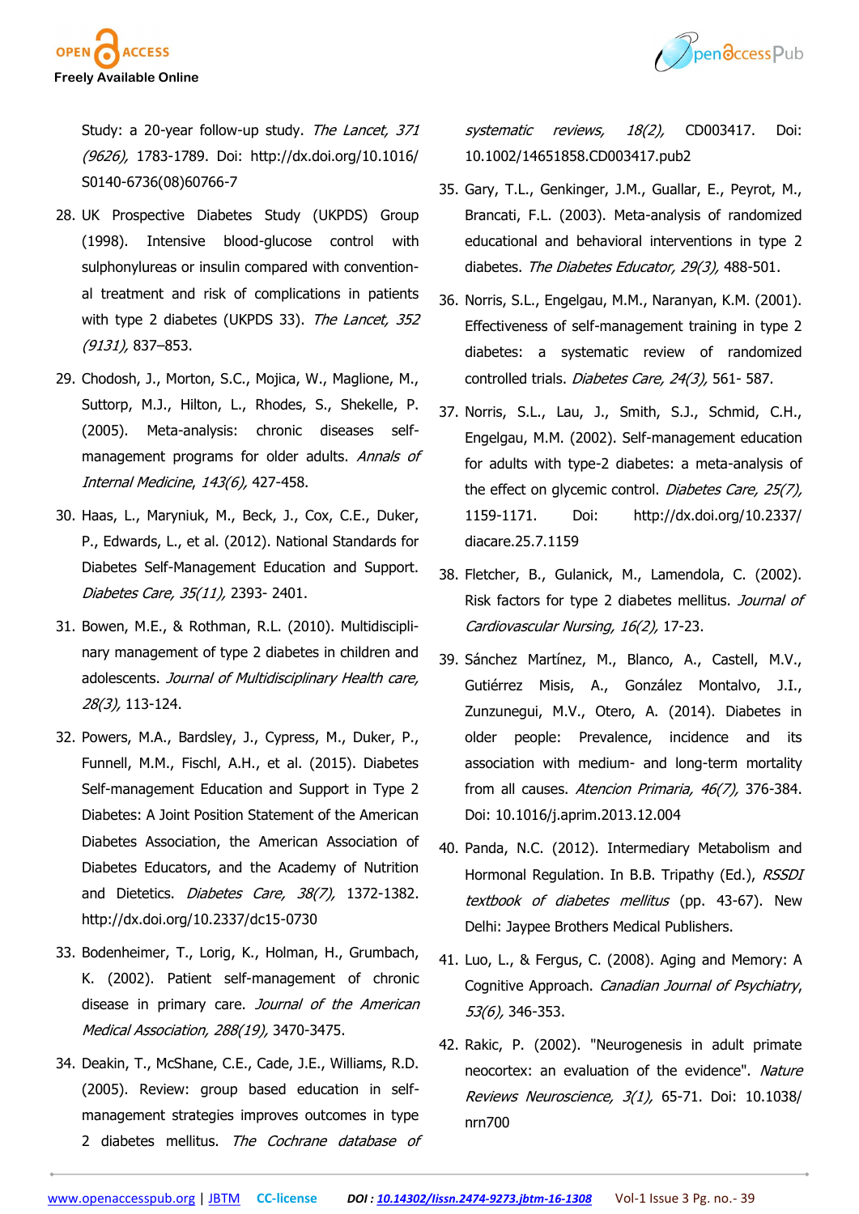Study: a 20-year follow-up study. *The Lancet, 371 (9626),* 1783-1789. Doi: http://dx.doi.org/10.1016/S0140-6736(08)60766-7

28. UK Prospective Diabetes Study (UKPDS) Group (1998). Intensive blood-glucose control with sulphonylureas or insulin compared with conventional treatment and risk of complications in patients with type 2 diabetes (UKPDS 33). *The Lancet, 352 (9131),* 837–853.

29. Chodosh, J., Morton, S.C., Mojica, W., Maglione, M., Suttorp, M.J., Hilton, L., Rhodes, S., Shekelle, P. (2005). Meta-analysis: chronic diseases self-management programs for older adults. *Annals of Internal Medicine, 143(6),* 427-458.

30. Haas, L., Maryniuk, M., Beck, J., Cox, C.E., Duker, P., Edwards, L., et al. (2012). National Standards for Diabetes Self-Management Education and Support. *Diabetes Care, 35(11),* 2393- 2401.

31. Bowen, M.E., & Rothman, R.L. (2010). Multidisciplinary management of type 2 diabetes in children and adolescents. *Journal of Multidisciplinary Health care, 28(3),* 113-124.

32. Powers, M.A., Bardsley, J., Cypress, M., Duker, P., Funnell, M.M., Fischl, A.H., et al. (2015). Diabetes Self-management Education and Support in Type 2 Diabetes: A Joint Position Statement of the American Diabetes Association, the American Association of Diabetes Educators, and the Academy of Nutrition and Dietetics. *Diabetes Care, 38(7),* 1372-1382. http://dx.doi.org/10.2337/dc15-0730

33. Bodenheimer, T., Lorig, K., Holman, H., Grumbach, K. (2002). Patient self-management of chronic disease in primary care. *Journal of the American Medical Association, 288(19),* 3470-3475.

34. Deakin, T., McShane, C.E., Cade, J.E., Williams, R.D. (2005). Review: group based education in self-management strategies improves outcomes in type 2 diabetes mellitus. *The Cochrane database of systematic reviews, 18(2),* CD003417. Doi: 10.1002/14651858.CD003417.pub2

35. Gary, T.L., Genkinger, J.M., Guallar, E., Peyrot, M., Brancati, F.L. (2003). Meta-analysis of randomized educational and behavioral interventions in type 2 diabetes. *The Diabetes Educator, 29(3),* 488-501.

36. Norris, S.L., Engelgau, M.M., Naranyan, K.M. (2001). Effectiveness of self-management training in type 2 diabetes: a systematic review of randomized controlled trials. *Diabetes Care, 24(3),* 561- 587.

37. Norris, S.L., Lau, J., Smith, S.J., Schmid, C.H., Engelgau, M.M. (2002). Self-management education for adults with type-2 diabetes: a meta-analysis of the effect on glycemic control. *Diabetes Care, 25(7),* 1159-1171. Doi: http://dx.doi.org/10.2337/diacare.25.7.1159

38. Fletcher, B., Gulanick, M., Lamendola, C. (2002). Risk factors for type 2 diabetes mellitus. *Journal of Cardiovascular Nursing, 16(2),* 17-23.

39. Sánchez Martínez, M., Blanco, A., Castell, M.V., Gutiérrez Misis, A., González Montalvo, J.I., Zunzunegui, M.V., Otero, A. (2014). Diabetes in older people: Prevalence, incidence and its association with medium- and long-term mortality from all causes. *Atencion Primaria, 46(7),* 376-384. Doi: 10.1016/j.aprim.2013.12.004

40. Panda, N.C. (2012). Intermediary Metabolism and Hormonal Regulation. In B.B. Tripathy (Ed.), *RSSDI textbook of diabetes mellitus* (pp. 43-67). New Delhi: Jaypee Brothers Medical Publishers.

41. Luo, L., & Fergus, C. (2008). Aging and Memory: A Cognitive Approach. *Canadian Journal of Psychiatry, 53(6),* 346-353.

42. Rakic, P. (2002). "Neurogenesis in adult primate neocortex: an evaluation of the evidence". *Nature Reviews Neuroscience, 3(1),* 65-71. Doi: 10.1038/nrn700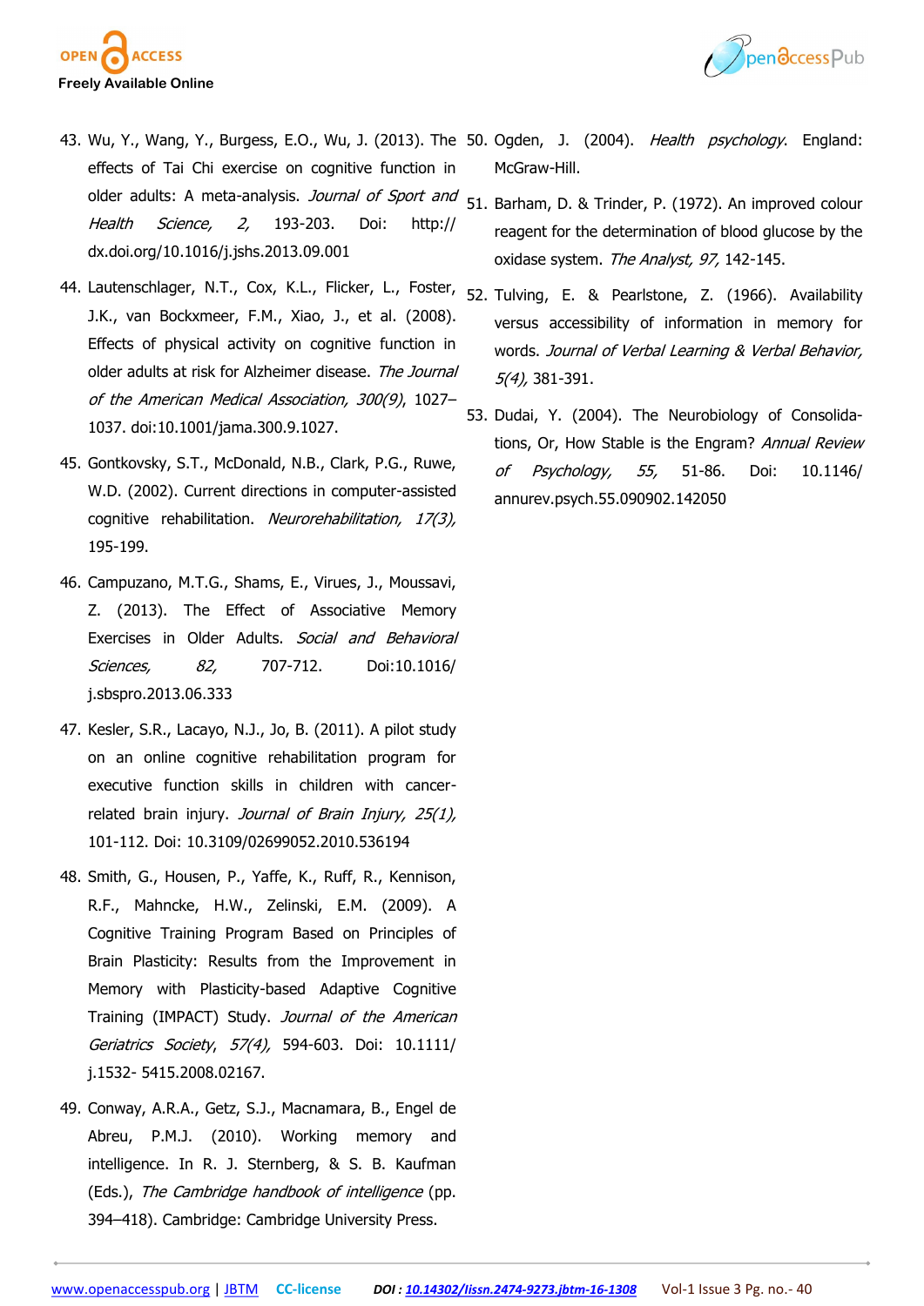43. Wu, Y., Wang, Y., Burgess, E.O., Wu, J. (2013). The effects of Tai Chi exercise on cognitive function in older adults: A meta-analysis. *Journal of Sport and Health Science, 2,* 193-203. Doi: http://dx.doi.org/10.1016/j.jshs.2013.09.001

44. Lautenschlager, N.T., Cox, K.L., Flicker, L., Foster, J.K., van Bockxmeer, F.M., Xiao, J., et al. (2008). Effects of physical activity on cognitive function in older adults at risk for Alzheimer disease. *The Journal of the American Medical Association, 300(9)*, 1027–1037. doi:10.1001/jama.300.9.1027.

45. Gontkovsky, S.T., McDonald, N.B., Clark, P.G., Ruwe, W.D. (2002). Current directions in computer-assisted cognitive rehabilitation. *Neurorehabilitation, 17(3),* 195-199.

46. Campuzano, M.T.G., Shams, E., Virues, J., Moussavi, Z. (2013). The Effect of Associative Memory Exercises in Older Adults. *Social and Behavioral Sciences, 82,* 707-712. Doi:10.1016/j.sbspro.2013.06.333

47. Kesler, S.R., Lacayo, N.J., Jo, B. (2011). A pilot study on an online cognitive rehabilitation program for executive function skills in children with cancer-related brain injury. *Journal of Brain Injury, 25(1),* 101-112. Doi: 10.3109/02699052.2010.536194

48. Smith, G., Housen, P., Yaffe, K., Ruff, R., Kennison, R.F., Mahncke, H.W., Zelinski, E.M. (2009). A Cognitive Training Program Based on Principles of Brain Plasticity: Results from the Improvement in Memory with Plasticity-based Adaptive Cognitive Training (IMPACT) Study. *Journal of the American Geriatrics Society, 57(4),* 594-603. Doi: 10.1111/j.1532- 5415.2008.02167.

49. Conway, A.R.A., Getz, S.J., Macnamara, B., Engel de Abreu, P.M.J. (2010). Working memory and intelligence. In R. J. Sternberg, & S. B. Kaufman (Eds.), *The Cambridge handbook of intelligence* (pp. 394–418). Cambridge: Cambridge University Press.

50. Ogden, J. (2004). *Health psychology*. England: McGraw-Hill.

51. Barham, D. & Trinder, P. (1972). An improved colour reagent for the determination of blood glucose by the oxidase system. *The Analyst, 97,* 142-145.

52. Tulving, E. & Pearlstone, Z. (1966). Availability versus accessibility of information in memory for words. *Journal of Verbal Learning & Verbal Behavior, 5(4),* 381-391.

53. Dudai, Y. (2004). The Neurobiology of Consolidations, Or, How Stable is the Engram? *Annual Review of Psychology, 55,* 51-86. Doi: 10.1146/annurev.psych.55.090902.142050